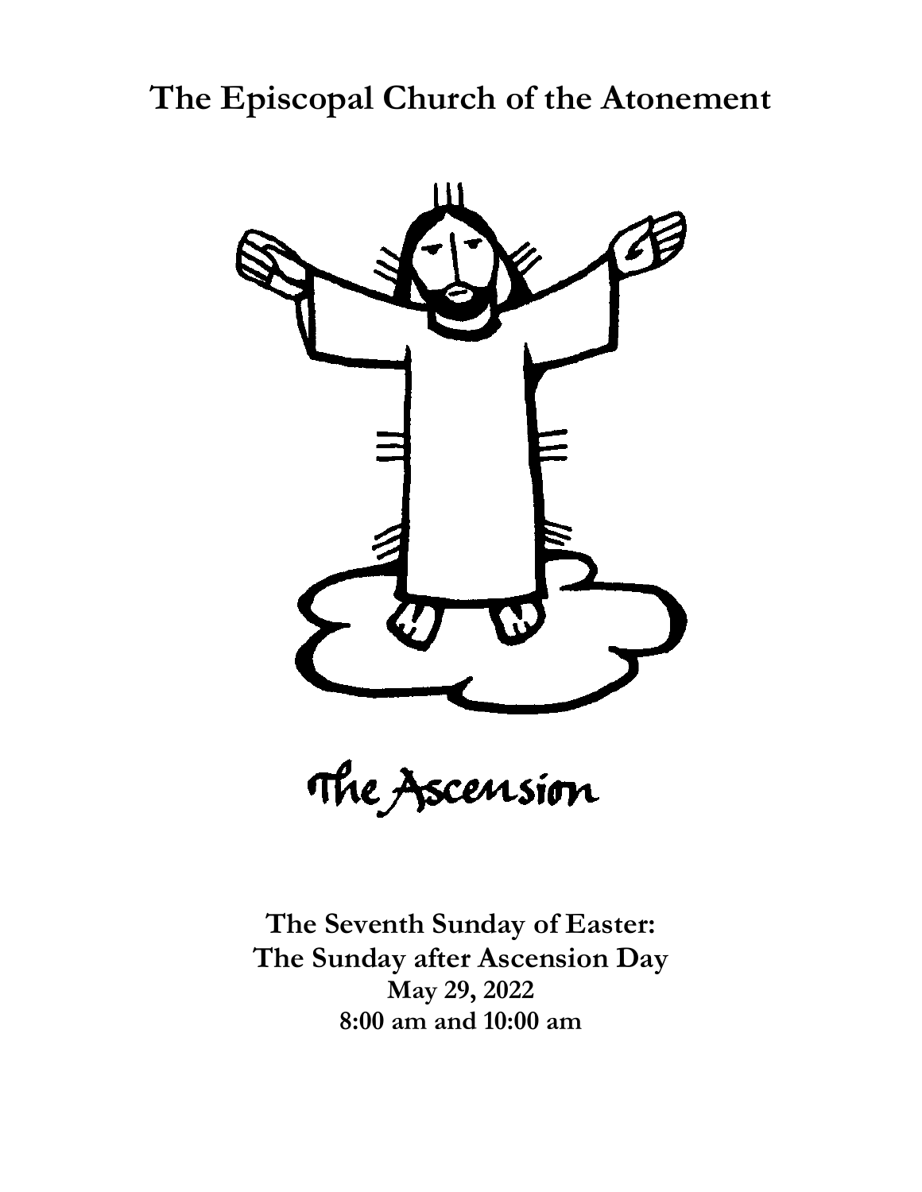# The Episcopal Church of the Atonement

The Ascension

**The Seventh Sunday of Easter:**
**The Sunday after Ascension Day**
**May 29, 2022**
**8:00 am and 10:00 am**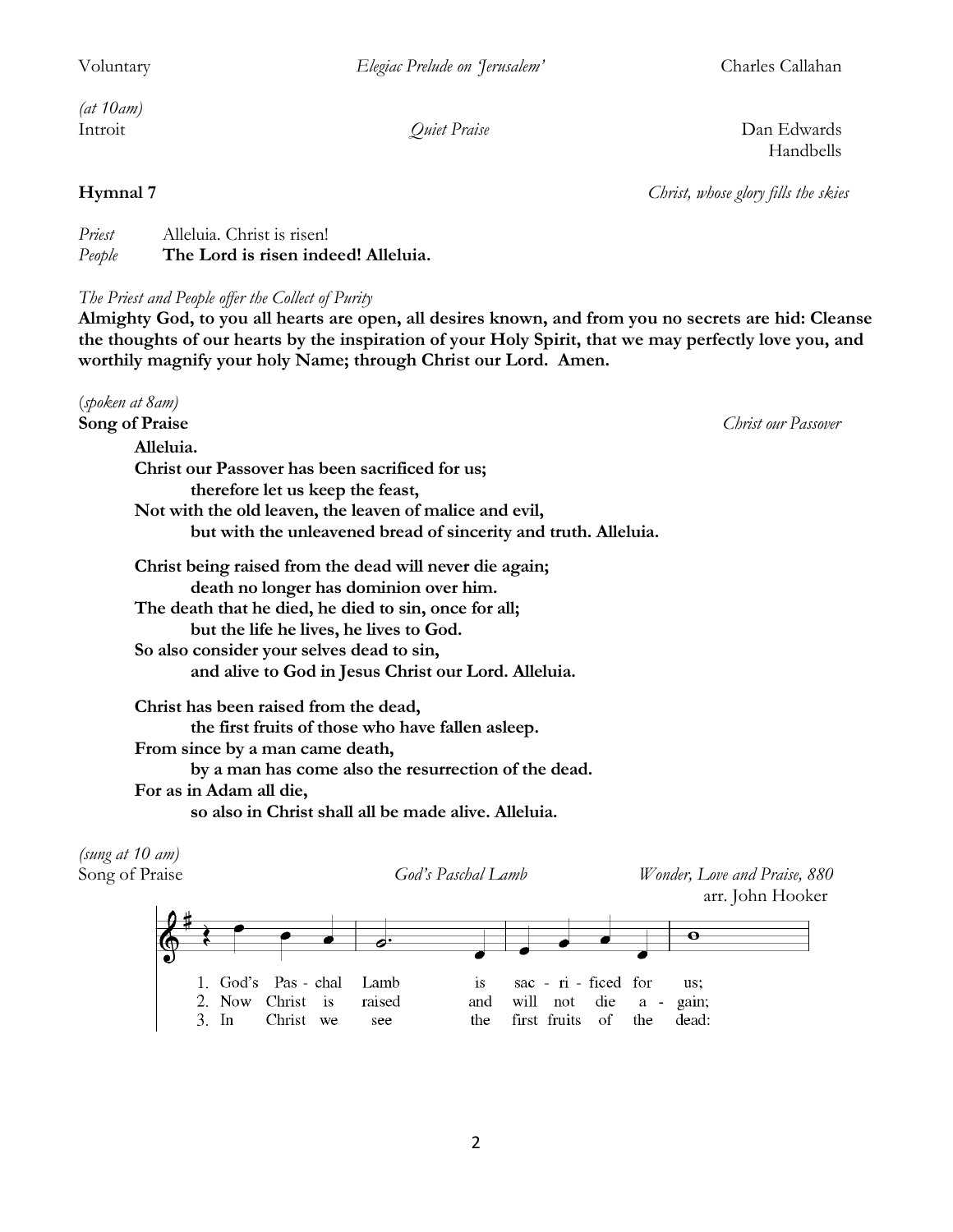Voluntary *Elegiac Prelude on 'Jerusalem'* Charles Callahan

*(at 10am)*
Introit *Quiet Praise* Dan Edwards
Handbells

**Hymnal 7** *Christ, whose glory fills the skies*

*Priest* Alleluia. Christ is risen!
*People* **The Lord is risen indeed! Alleluia.**

*The Priest and People offer the Collect of Purity*
**Almighty God, to you all hearts are open, all desires known, and from you no secrets are hid: Cleanse the thoughts of our hearts by the inspiration of your Holy Spirit, that we may perfectly love you, and worthily magnify your holy Name; through Christ our Lord. Amen.**

(*spoken at 8am)*
**Song of Praise** *Christ our Passover*

**Alleluia.**
**Christ our Passover has been sacrificed for us;**
**therefore let us keep the feast,**
**Not with the old leaven, the leaven of malice and evil,**
**but with the unleavened bread of sincerity and truth. Alleluia.**

**Christ being raised from the dead will never die again;**
**death no longer has dominion over him.**
**The death that he died, he died to sin, once for all;**
**but the life he lives, he lives to God.**
**So also consider your selves dead to sin,**
**and alive to God in Jesus Christ our Lord. Alleluia.**

**Christ has been raised from the dead,**
**the first fruits of those who have fallen asleep.**
**From since by a man came death,**
**by a man has come also the resurrection of the dead.**
**For as in Adam all die,**
**so also in Christ shall all be made alive. Alleluia.**

*(sung at 10 am)*
Song of Praise *God's Paschal Lamb* *Wonder, Love and Praise, 880*
arr. John Hooker

1. God's Pas - chal Lamb is sac - ri - ficed for us;
2. Now Christ is raised and will not die a - gain;
3. In Christ we see the first fruits of the dead: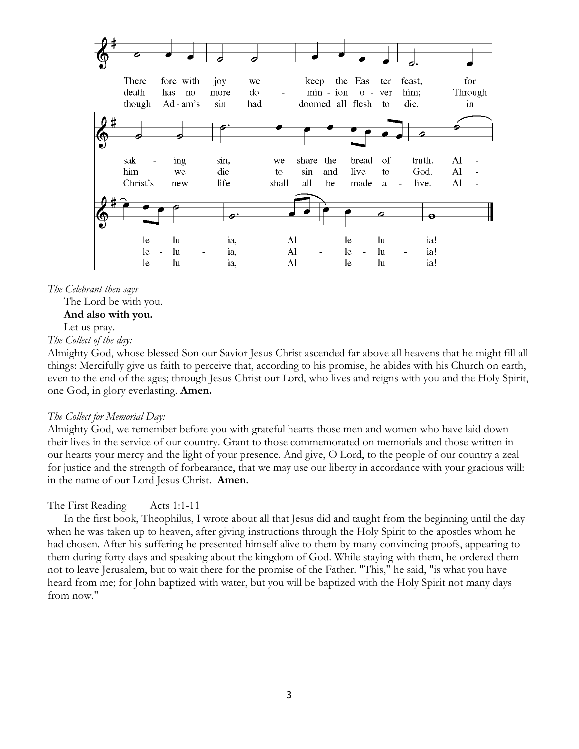There - fore with joy we keep the Eas - ter feast; for - sak - ing sin, we share the bread of truth. Al - le - lu - ia, Al - le - lu - ia!

death has no more do - min - ion o - ver him; Through him we die to sin and live to God. Al - le - lu - ia, Al - le - lu - ia!

though Ad - am's sin had doomed all flesh to die, in Christ's new life shall all be made a - live. Al - le - lu - ia, Al - le - lu - ia!

*The Celebrant then says*

The Lord be with you.

**And also with you.**

Let us pray.

*The Collect of the day:*

Almighty God, whose blessed Son our Savior Jesus Christ ascended far above all heavens that he might fill all things: Mercifully give us faith to perceive that, according to his promise, he abides with his Church on earth, even to the end of the ages; through Jesus Christ our Lord, who lives and reigns with you and the Holy Spirit, one God, in glory everlasting. **Amen.**

*The Collect for Memorial Day:*

Almighty God, we remember before you with grateful hearts those men and women who have laid down their lives in the service of our country. Grant to those commemorated on memorials and those written in our hearts your mercy and the light of your presence. And give, O Lord, to the people of our country a zeal for justice and the strength of forbearance, that we may use our liberty in accordance with your gracious will: in the name of our Lord Jesus Christ. **Amen.**

The First Reading Acts 1:1-11

In the first book, Theophilus, I wrote about all that Jesus did and taught from the beginning until the day when he was taken up to heaven, after giving instructions through the Holy Spirit to the apostles whom he had chosen. After his suffering he presented himself alive to them by many convincing proofs, appearing to them during forty days and speaking about the kingdom of God. While staying with them, he ordered them not to leave Jerusalem, but to wait there for the promise of the Father. "This," he said, "is what you have heard from me; for John baptized with water, but you will be baptized with the Holy Spirit not many days from now."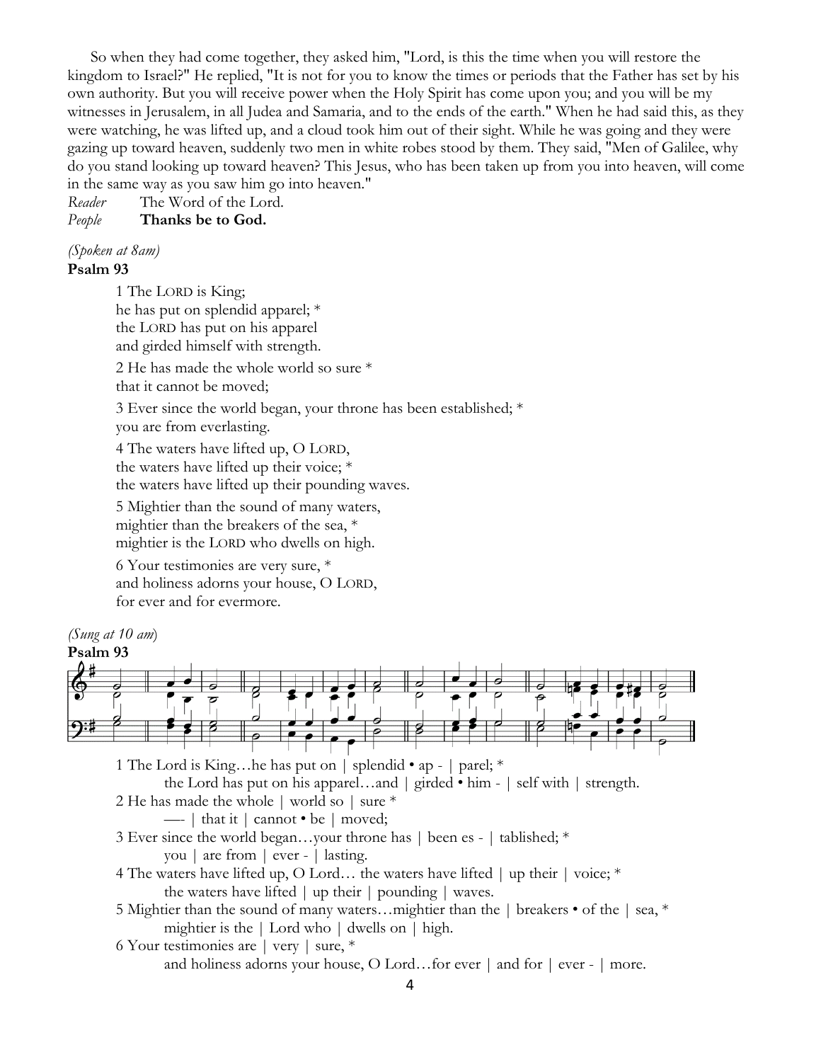So when they had come together, they asked him, "Lord, is this the time when you will restore the kingdom to Israel?" He replied, "It is not for you to know the times or periods that the Father has set by his own authority. But you will receive power when the Holy Spirit has come upon you; and you will be my witnesses in Jerusalem, in all Judea and Samaria, and to the ends of the earth." When he had said this, as they were watching, he was lifted up, and a cloud took him out of their sight. While he was going and they were gazing up toward heaven, suddenly two men in white robes stood by them. They said, "Men of Galilee, why do you stand looking up toward heaven? This Jesus, who has been taken up from you into heaven, will come in the same way as you saw him go into heaven."

*Reader* The Word of the Lord.
*People* **Thanks be to God.**

*(Spoken at 8am)*

**Psalm 93**

1 The LORD is King;
he has put on splendid apparel; *
the LORD has put on his apparel
and girded himself with strength.

2 He has made the whole world so sure *
that it cannot be moved;

3 Ever since the world began, your throne has been established; *
you are from everlasting.

4 The waters have lifted up, O LORD,
the waters have lifted up their voice; *
the waters have lifted up their pounding waves.

5 Mightier than the sound of many waters,
mightier than the breakers of the sea, *
mightier is the LORD who dwells on high.

6 Your testimonies are very sure, *
and holiness adorns your house, O LORD,
for ever and for evermore.

*(Sung at 10 am)*

**Psalm 93**

1 The Lord is King…he has put on | splendid • ap - | parel; *
the Lord has put on his apparel…and | girded • him - | self with | strength.
2 He has made the whole | world so | sure *
—- | that it | cannot • be | moved;
3 Ever since the world began…your throne has | been es - | tablished; *
you | are from | ever - | lasting.
4 The waters have lifted up, O Lord… the waters have lifted | up their | voice; *
the waters have lifted | up their | pounding | waves.
5 Mightier than the sound of many waters…mightier than the | breakers • of the | sea, *
mightier is the | Lord who | dwells on | high.
6 Your testimonies are | very | sure, *
and holiness adorns your house, O Lord…for ever | and for | ever - | more.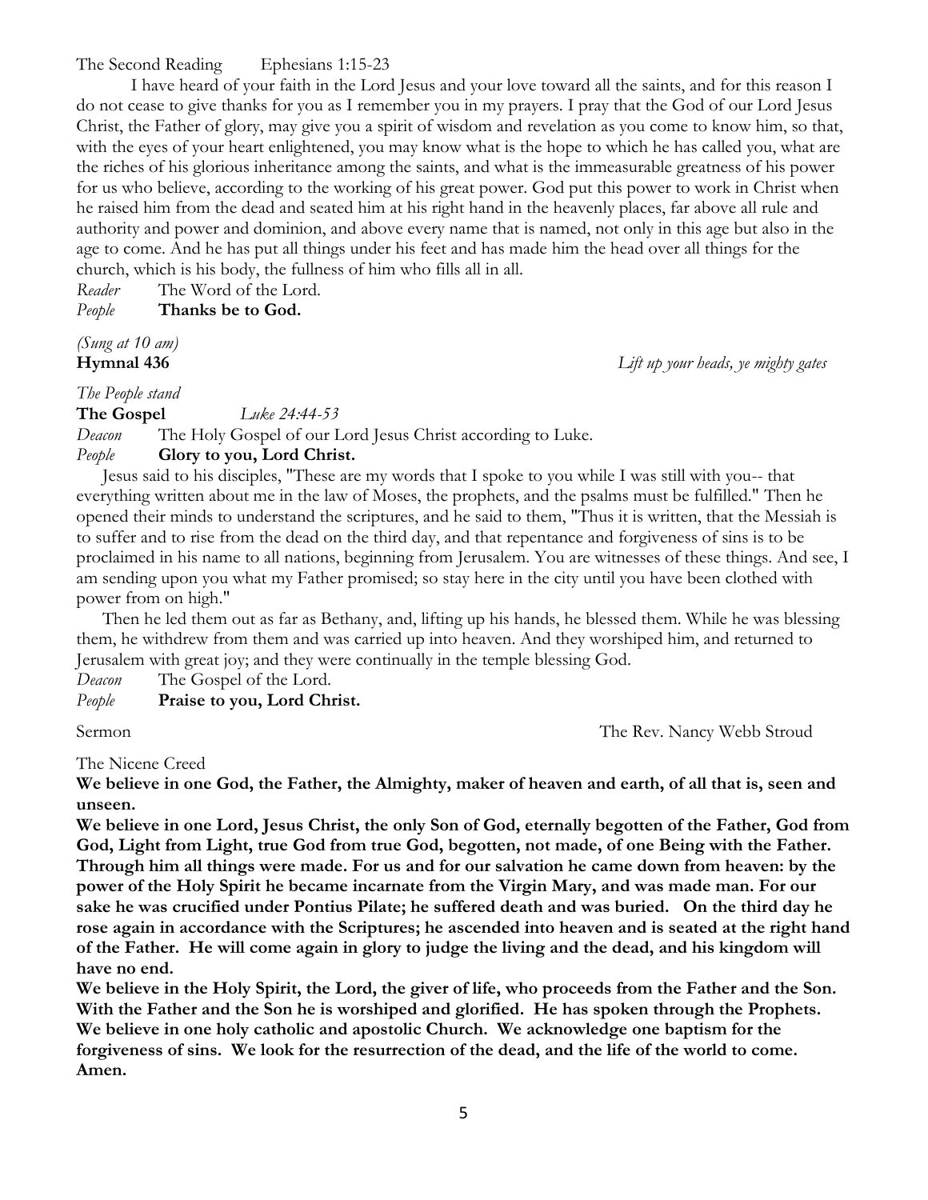The Second Reading Ephesians 1:15-23

I have heard of your faith in the Lord Jesus and your love toward all the saints, and for this reason I do not cease to give thanks for you as I remember you in my prayers. I pray that the God of our Lord Jesus Christ, the Father of glory, may give you a spirit of wisdom and revelation as you come to know him, so that, with the eyes of your heart enlightened, you may know what is the hope to which he has called you, what are the riches of his glorious inheritance among the saints, and what is the immeasurable greatness of his power for us who believe, according to the working of his great power. God put this power to work in Christ when he raised him from the dead and seated him at his right hand in the heavenly places, far above all rule and authority and power and dominion, and above every name that is named, not only in this age but also in the age to come. And he has put all things under his feet and has made him the head over all things for the church, which is his body, the fullness of him who fills all in all.

*Reader* The Word of the Lord.
*People* **Thanks be to God.**

*(Sung at 10 am)*
**Hymnal 436** *Lift up your heads, ye mighty gates*

*The People stand*

**The Gospel** *Luke 24:44-53*

*Deacon* The Holy Gospel of our Lord Jesus Christ according to Luke.
*People* **Glory to you, Lord Christ.**

Jesus said to his disciples, "These are my words that I spoke to you while I was still with you-- that everything written about me in the law of Moses, the prophets, and the psalms must be fulfilled." Then he opened their minds to understand the scriptures, and he said to them, "Thus it is written, that the Messiah is to suffer and to rise from the dead on the third day, and that repentance and forgiveness of sins is to be proclaimed in his name to all nations, beginning from Jerusalem. You are witnesses of these things. And see, I am sending upon you what my Father promised; so stay here in the city until you have been clothed with power from on high."

Then he led them out as far as Bethany, and, lifting up his hands, he blessed them. While he was blessing them, he withdrew from them and was carried up into heaven. And they worshiped him, and returned to Jerusalem with great joy; and they were continually in the temple blessing God.

*Deacon* The Gospel of the Lord.
*People* **Praise to you, Lord Christ.**

Sermon The Rev. Nancy Webb Stroud

The Nicene Creed

**We believe in one God, the Father, the Almighty, maker of heaven and earth, of all that is, seen and unseen.**

**We believe in one Lord, Jesus Christ, the only Son of God, eternally begotten of the Father, God from God, Light from Light, true God from true God, begotten, not made, of one Being with the Father. Through him all things were made. For us and for our salvation he came down from heaven: by the power of the Holy Spirit he became incarnate from the Virgin Mary, and was made man. For our sake he was crucified under Pontius Pilate; he suffered death and was buried. On the third day he rose again in accordance with the Scriptures; he ascended into heaven and is seated at the right hand of the Father. He will come again in glory to judge the living and the dead, and his kingdom will have no end.**

**We believe in the Holy Spirit, the Lord, the giver of life, who proceeds from the Father and the Son. With the Father and the Son he is worshiped and glorified. He has spoken through the Prophets. We believe in one holy catholic and apostolic Church. We acknowledge one baptism for the forgiveness of sins. We look for the resurrection of the dead, and the life of the world to come. Amen.**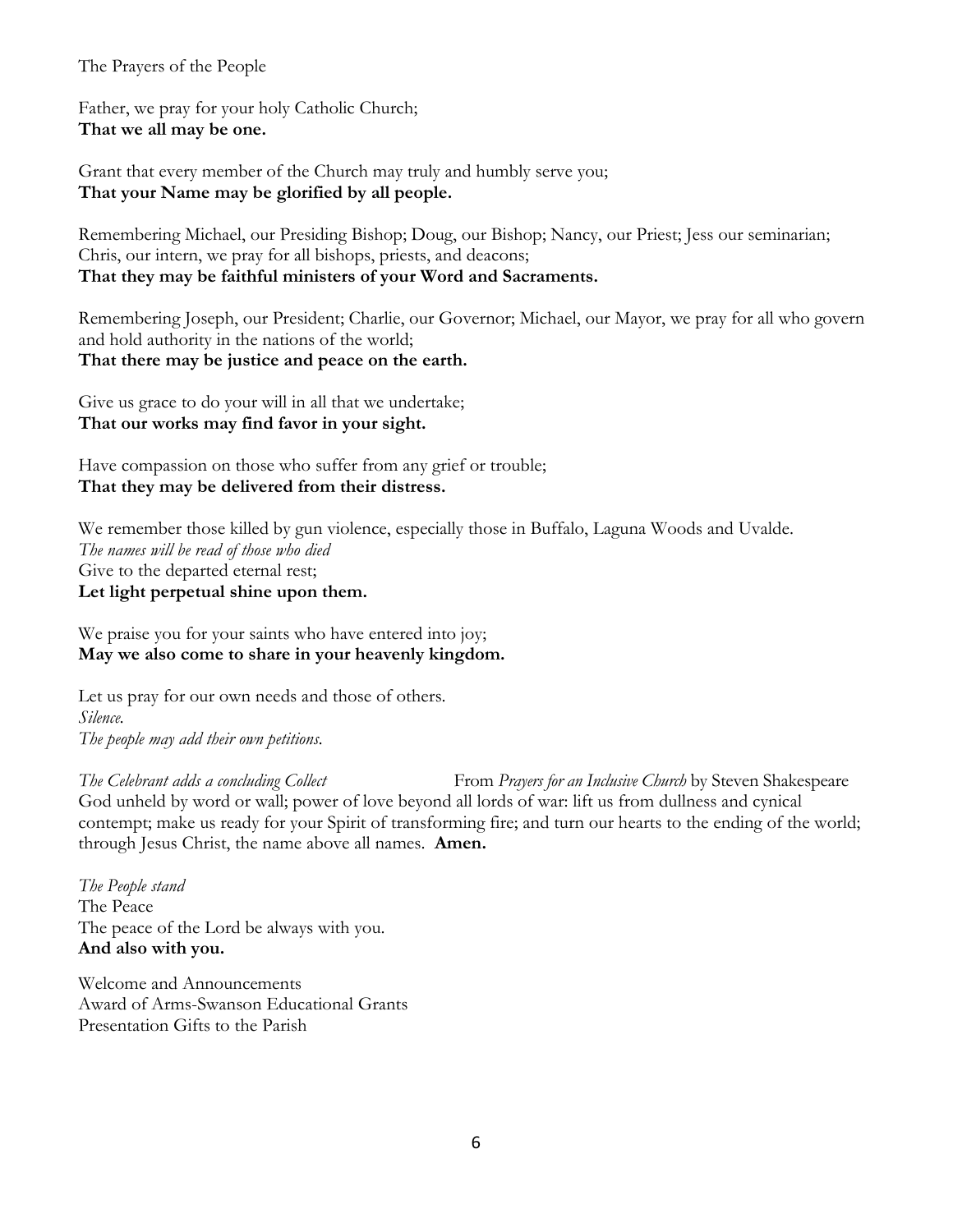The Prayers of the People

Father, we pray for your holy Catholic Church;
**That we all may be one.**

Grant that every member of the Church may truly and humbly serve you;
**That your Name may be glorified by all people.**

Remembering Michael, our Presiding Bishop; Doug, our Bishop; Nancy, our Priest; Jess our seminarian; Chris, our intern, we pray for all bishops, priests, and deacons;
**That they may be faithful ministers of your Word and Sacraments.**

Remembering Joseph, our President; Charlie, our Governor; Michael, our Mayor, we pray for all who govern and hold authority in the nations of the world;
**That there may be justice and peace on the earth.**

Give us grace to do your will in all that we undertake;
**That our works may find favor in your sight.**

Have compassion on those who suffer from any grief or trouble;
**That they may be delivered from their distress.**

We remember those killed by gun violence, especially those in Buffalo, Laguna Woods and Uvalde.
*The names will be read of those who died*
Give to the departed eternal rest;
**Let light perpetual shine upon them.**

We praise you for your saints who have entered into joy;
**May we also come to share in your heavenly kingdom.**

Let us pray for our own needs and those of others.
*Silence.*
*The people may add their own petitions.*

*The Celebrant adds a concluding Collect* From *Prayers for an Inclusive Church* by Steven Shakespeare
God unheld by word or wall; power of love beyond all lords of war: lift us from dullness and cynical contempt; make us ready for your Spirit of transforming fire; and turn our hearts to the ending of the world; through Jesus Christ, the name above all names. **Amen.**

*The People stand*
The Peace
The peace of the Lord be always with you.
**And also with you.**

Welcome and Announcements
Award of Arms-Swanson Educational Grants
Presentation Gifts to the Parish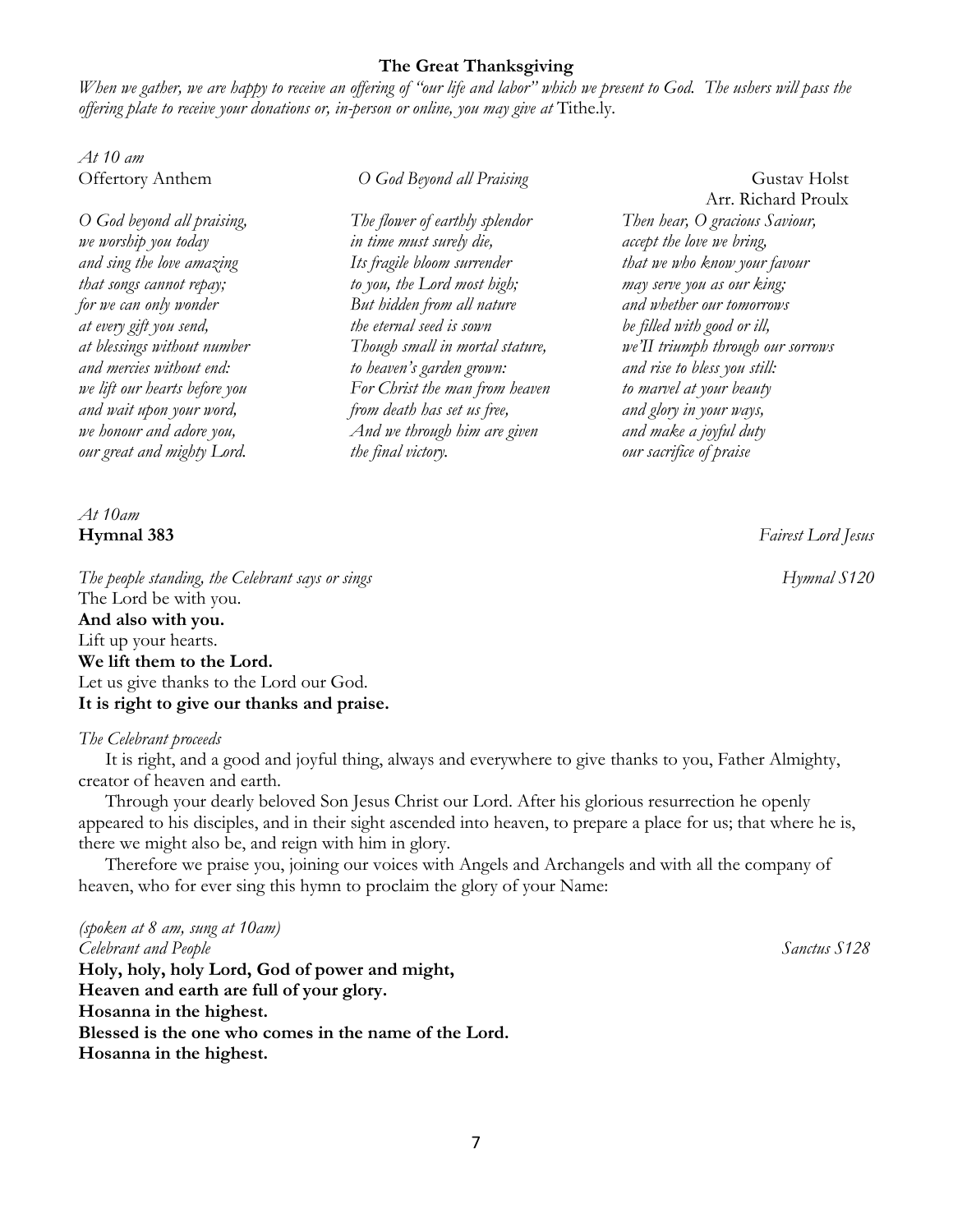**The Great Thanksgiving**

*When we gather, we are happy to receive an offering of "our life and labor" which we present to God. The ushers will pass the offering plate to receive your donations or, in-person or online, you may give at* Tithe.ly.

*At 10 am*

Offertory Anthem *O God Beyond all Praising* Gustav Holst
Arr. Richard Proulx

*O God beyond all praising,*
*we worship you today*
*and sing the love amazing*
*that songs cannot repay;*
*for we can only wonder*
*at every gift you send,*
*at blessings without number*
*and mercies without end:*
*we lift our hearts before you*
*and wait upon your word,*
*we honour and adore you,*
*our great and mighty Lord.*

*The flower of earthly splendor*
*in time must surely die,*
*Its fragile bloom surrender*
*to you, the Lord most high;*
*But hidden from all nature*
*the eternal seed is sown*
*Though small in mortal stature,*
*to heaven's garden grown:*
*For Christ the man from heaven*
*from death has set us free,*
*And we through him are given*
*the final victory.*

*Then hear, O gracious Saviour,*
*accept the love we bring,*
*that we who know your favour*
*may serve you as our king;*
*and whether our tomorrows*
*be filled with good or ill,*
*we'll triumph through our sorrows*
*and rise to bless you still:*
*to marvel at your beauty*
*and glory in your ways,*
*and make a joyful duty*
*our sacrifice of praise*

*At 10am*

**Hymnal 383** *Fairest Lord Jesus*

*The people standing, the Celebrant says or sings* *Hymnal S120*

The Lord be with you.
**And also with you.**
Lift up your hearts.
**We lift them to the Lord.**
Let us give thanks to the Lord our God.
**It is right to give our thanks and praise.**

*The Celebrant proceeds*

It is right, and a good and joyful thing, always and everywhere to give thanks to you, Father Almighty, creator of heaven and earth.

Through your dearly beloved Son Jesus Christ our Lord. After his glorious resurrection he openly appeared to his disciples, and in their sight ascended into heaven, to prepare a place for us; that where he is, there we might also be, and reign with him in glory.

Therefore we praise you, joining our voices with Angels and Archangels and with all the company of heaven, who for ever sing this hymn to proclaim the glory of your Name:

*(spoken at 8 am, sung at 10am)*

*Celebrant and People* *Sanctus S128*

**Holy, holy, holy Lord, God of power and might,**
**Heaven and earth are full of your glory.**
**Hosanna in the highest.**
**Blessed is the one who comes in the name of the Lord.**
**Hosanna in the highest.**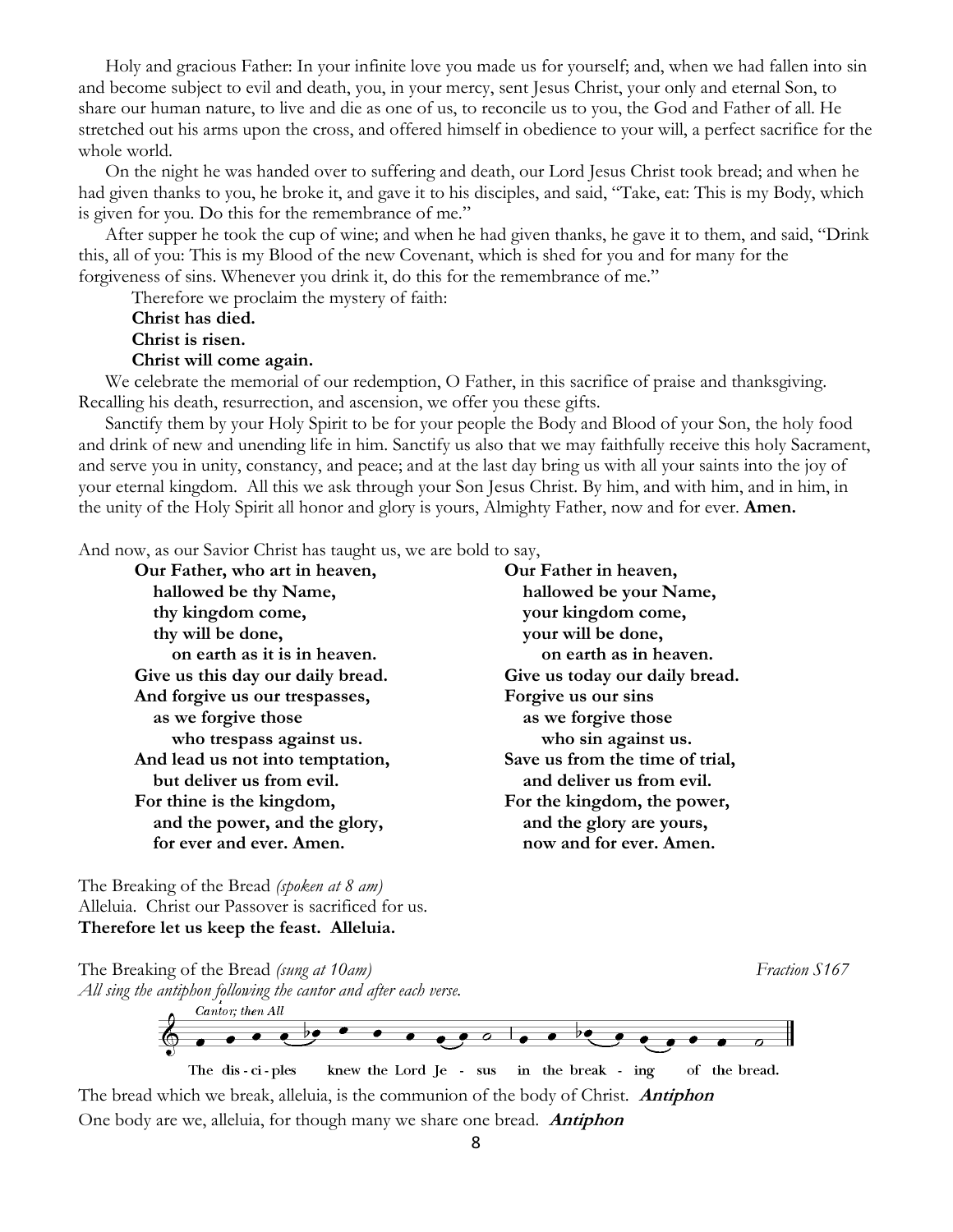Holy and gracious Father: In your infinite love you made us for yourself; and, when we had fallen into sin and become subject to evil and death, you, in your mercy, sent Jesus Christ, your only and eternal Son, to share our human nature, to live and die as one of us, to reconcile us to you, the God and Father of all. He stretched out his arms upon the cross, and offered himself in obedience to your will, a perfect sacrifice for the whole world.

On the night he was handed over to suffering and death, our Lord Jesus Christ took bread; and when he had given thanks to you, he broke it, and gave it to his disciples, and said, "Take, eat: This is my Body, which is given for you. Do this for the remembrance of me."

After supper he took the cup of wine; and when he had given thanks, he gave it to them, and said, "Drink this, all of you: This is my Blood of the new Covenant, which is shed for you and for many for the forgiveness of sins. Whenever you drink it, do this for the remembrance of me."

Therefore we proclaim the mystery of faith:
**Christ has died.**
**Christ is risen.**
**Christ will come again.**

We celebrate the memorial of our redemption, O Father, in this sacrifice of praise and thanksgiving. Recalling his death, resurrection, and ascension, we offer you these gifts.

Sanctify them by your Holy Spirit to be for your people the Body and Blood of your Son, the holy food and drink of new and unending life in him. Sanctify us also that we may faithfully receive this holy Sacrament, and serve you in unity, constancy, and peace; and at the last day bring us with all your saints into the joy of your eternal kingdom. All this we ask through your Son Jesus Christ. By him, and with him, and in him, in the unity of the Holy Spirit all honor and glory is yours, Almighty Father, now and for ever. **Amen.**

And now, as our Savior Christ has taught us, we are bold to say,

**Our Father, who art in heaven,**
**hallowed be thy Name,**
**thy kingdom come,**
**thy will be done,**
**on earth as it is in heaven.**
**Give us this day our daily bread.**
**And forgive us our trespasses,**
**as we forgive those**
**who trespass against us.**
**And lead us not into temptation,**
**but deliver us from evil.**
**For thine is the kingdom,**
**and the power, and the glory,**
**for ever and ever. Amen.**

**Our Father in heaven,**
**hallowed be your Name,**
**your kingdom come,**
**your will be done,**
**on earth as in heaven.**
**Give us today our daily bread.**
**Forgive us our sins**
**as we forgive those**
**who sin against us.**
**Save us from the time of trial,**
**and deliver us from evil.**
**For the kingdom, the power,**
**and the glory are yours,**
**now and for ever. Amen.**

The Breaking of the Bread *(spoken at 8 am)*
Alleluia. Christ our Passover is sacrificed for us.
**Therefore let us keep the feast. Alleluia.**

The Breaking of the Bread *(sung at 10am)* *Fraction S167*
*All sing the antiphon following the cantor and after each verse.*

Cantor; then All
The dis-ci-ples knew the Lord Je-sus in the break-ing of the bread.

The bread which we break, alleluia, is the communion of the body of Christ. ***Antiphon***
One body are we, alleluia, for though many we share one bread. ***Antiphon***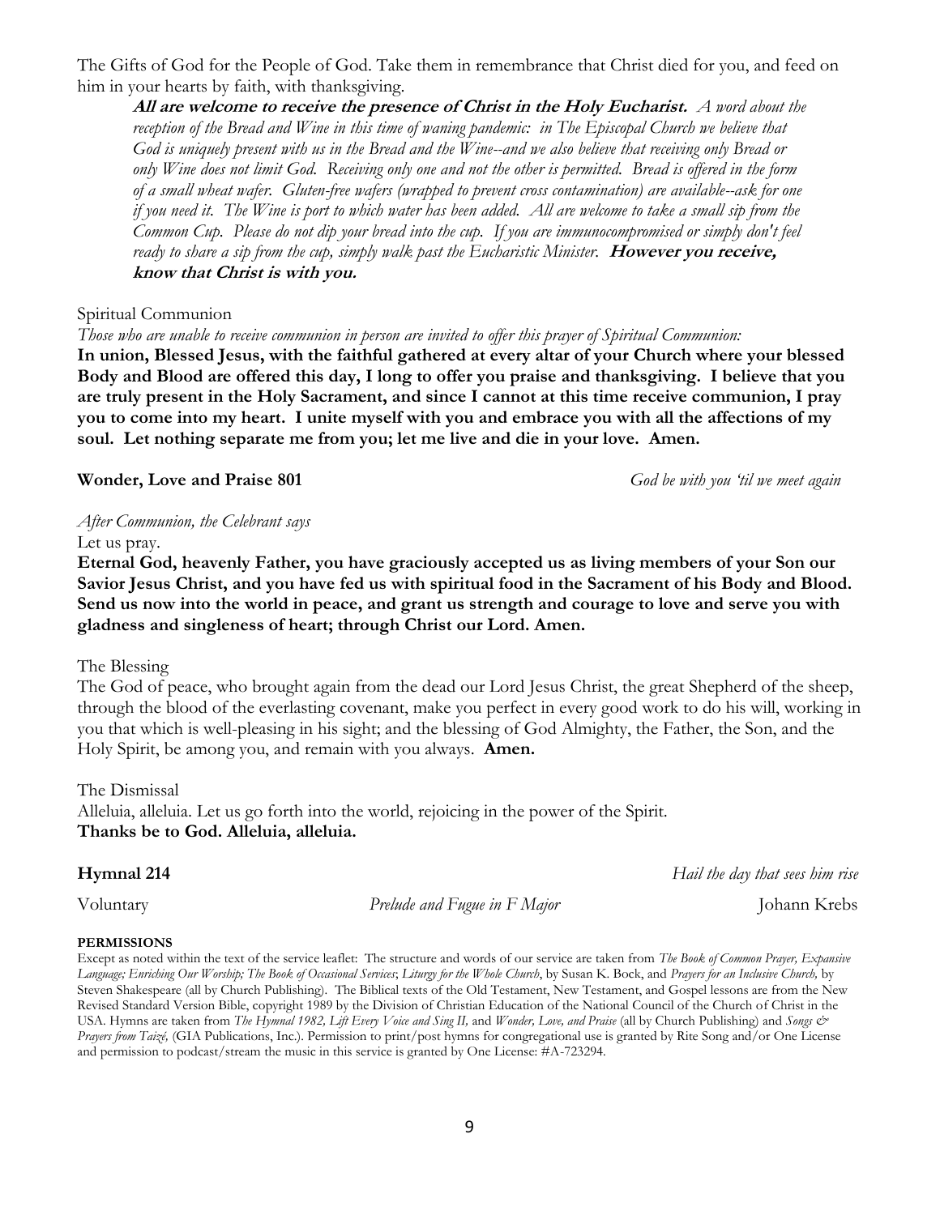The Gifts of God for the People of God. Take them in remembrance that Christ died for you, and feed on him in your hearts by faith, with thanksgiving.

> ***All are welcome to receive the presence of Christ in the Holy Eucharist.*** *A word about the reception of the Bread and Wine in this time of waning pandemic: in The Episcopal Church we believe that God is uniquely present with us in the Bread and the Wine--and we also believe that receiving only Bread or only Wine does not limit God. Receiving only one and not the other is permitted. Bread is offered in the form of a small wheat wafer. Gluten-free wafers (wrapped to prevent cross contamination) are available--ask for one if you need it. The Wine is port to which water has been added. All are welcome to take a small sip from the Common Cup. Please do not dip your bread into the cup. If you are immunocompromised or simply don't feel ready to share a sip from the cup, simply walk past the Eucharistic Minister.* ***However you receive, know that Christ is with you.***

Spiritual Communion

*Those who are unable to receive communion in person are invited to offer this prayer of Spiritual Communion:*

**In union, Blessed Jesus, with the faithful gathered at every altar of your Church where your blessed Body and Blood are offered this day, I long to offer you praise and thanksgiving. I believe that you are truly present in the Holy Sacrament, and since I cannot at this time receive communion, I pray you to come into my heart. I unite myself with you and embrace you with all the affections of my soul. Let nothing separate me from you; let me live and die in your love. Amen.**

**Wonder, Love and Praise 801** *God be with you 'til we meet again*

*After Communion, the Celebrant says*

Let us pray.

**Eternal God, heavenly Father, you have graciously accepted us as living members of your Son our Savior Jesus Christ, and you have fed us with spiritual food in the Sacrament of his Body and Blood. Send us now into the world in peace, and grant us strength and courage to love and serve you with gladness and singleness of heart; through Christ our Lord. Amen.**

The Blessing

The God of peace, who brought again from the dead our Lord Jesus Christ, the great Shepherd of the sheep, through the blood of the everlasting covenant, make you perfect in every good work to do his will, working in you that which is well-pleasing in his sight; and the blessing of God Almighty, the Father, the Son, and the Holy Spirit, be among you, and remain with you always. **Amen.**

The Dismissal

Alleluia, alleluia. Let us go forth into the world, rejoicing in the power of the Spirit.

**Thanks be to God. Alleluia, alleluia.**

**Hymnal 214** *Hail the day that sees him rise*

Voluntary *Prelude and Fugue in F Major* Johann Krebs

**PERMISSIONS**

Except as noted within the text of the service leaflet: The structure and words of our service are taken from *The Book of Common Prayer, Expansive Language; Enriching Our Worship; The Book of Occasional Services*; *Liturgy for the Whole Church*, by Susan K. Bock, and *Prayers for an Inclusive Church,* by Steven Shakespeare (all by Church Publishing). The Biblical texts of the Old Testament, New Testament, and Gospel lessons are from the New Revised Standard Version Bible, copyright 1989 by the Division of Christian Education of the National Council of the Church of Christ in the USA. Hymns are taken from *The Hymnal 1982, Lift Every Voice and Sing II,* and *Wonder, Love, and Praise* (all by Church Publishing) and *Songs & Prayers from Taizé,* (GIA Publications, Inc.). Permission to print/post hymns for congregational use is granted by Rite Song and/or One License and permission to podcast/stream the music in this service is granted by One License: #A-723294.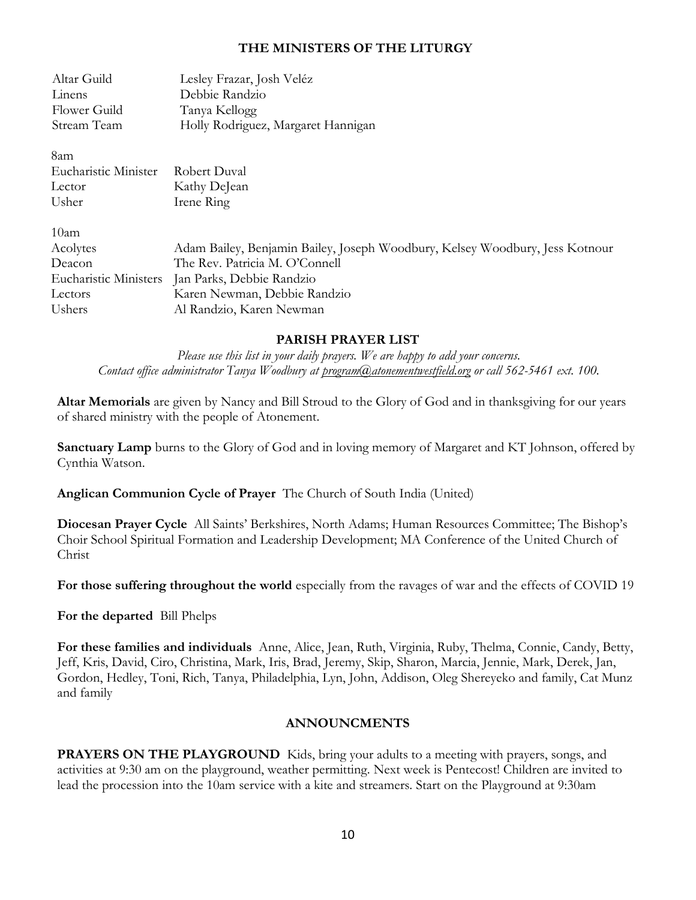## THE MINISTERS OF THE LITURGY

| | |
|---|---|
| Altar Guild | Lesley Frazar, Josh Veléz |
| Linens | Debbie Randzio |
| Flower Guild | Tanya Kellogg |
| Stream Team | Holly Rodriguez, Margaret Hannigan |

8am

| | |
|---|---|
| Eucharistic Minister | Robert Duval |
| Lector | Kathy DeJean |
| Usher | Irene Ring |

10am

| | |
|---|---|
| Acolytes | Adam Bailey, Benjamin Bailey, Joseph Woodbury, Kelsey Woodbury, Jess Kotnour |
| Deacon | The Rev. Patricia M. O'Connell |
| Eucharistic Ministers | Jan Parks, Debbie Randzio |
| Lectors | Karen Newman, Debbie Randzio |
| Ushers | Al Randzio, Karen Newman |

## PARISH PRAYER LIST

*Please use this list in your daily prayers. We are happy to add your concerns. Contact office administrator Tanya Woodbury at program@atonementwestfield.org or call 562-5461 ext. 100.*

**Altar Memorials** are given by Nancy and Bill Stroud to the Glory of God and in thanksgiving for our years of shared ministry with the people of Atonement.

**Sanctuary Lamp** burns to the Glory of God and in loving memory of Margaret and KT Johnson, offered by Cynthia Watson.

**Anglican Communion Cycle of Prayer** The Church of South India (United)

**Diocesan Prayer Cycle** All Saints' Berkshires, North Adams; Human Resources Committee; The Bishop's Choir School Spiritual Formation and Leadership Development; MA Conference of the United Church of Christ

**For those suffering throughout the world** especially from the ravages of war and the effects of COVID 19

**For the departed** Bill Phelps

**For these families and individuals** Anne, Alice, Jean, Ruth, Virginia, Ruby, Thelma, Connie, Candy, Betty, Jeff, Kris, David, Ciro, Christina, Mark, Iris, Brad, Jeremy, Skip, Sharon, Marcia, Jennie, Mark, Derek, Jan, Gordon, Hedley, Toni, Rich, Tanya, Philadelphia, Lyn, John, Addison, Oleg Shereyeko and family, Cat Munz and family

## ANNOUNCMENTS

**PRAYERS ON THE PLAYGROUND** Kids, bring your adults to a meeting with prayers, songs, and activities at 9:30 am on the playground, weather permitting. Next week is Pentecost! Children are invited to lead the procession into the 10am service with a kite and streamers. Start on the Playground at 9:30am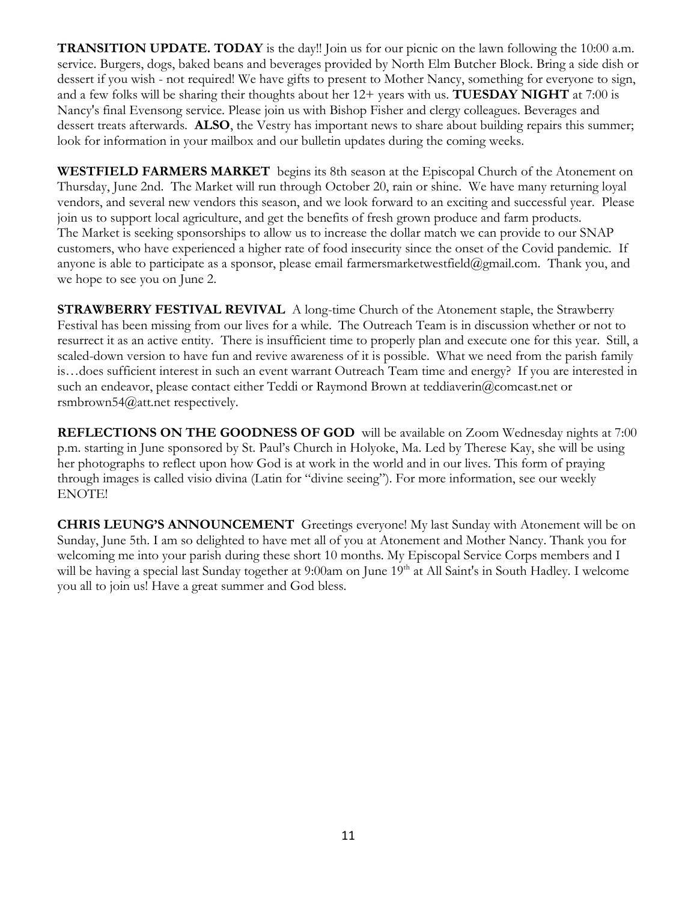**TRANSITION UPDATE. TODAY** is the day!! Join us for our picnic on the lawn following the 10:00 a.m. service. Burgers, dogs, baked beans and beverages provided by North Elm Butcher Block. Bring a side dish or dessert if you wish - not required! We have gifts to present to Mother Nancy, something for everyone to sign, and a few folks will be sharing their thoughts about her 12+ years with us. **TUESDAY NIGHT** at 7:00 is Nancy's final Evensong service. Please join us with Bishop Fisher and clergy colleagues. Beverages and dessert treats afterwards. **ALSO**, the Vestry has important news to share about building repairs this summer; look for information in your mailbox and our bulletin updates during the coming weeks.

**WESTFIELD FARMERS MARKET** begins its 8th season at the Episcopal Church of the Atonement on Thursday, June 2nd. The Market will run through October 20, rain or shine. We have many returning loyal vendors, and several new vendors this season, and we look forward to an exciting and successful year. Please join us to support local agriculture, and get the benefits of fresh grown produce and farm products. The Market is seeking sponsorships to allow us to increase the dollar match we can provide to our SNAP customers, who have experienced a higher rate of food insecurity since the onset of the Covid pandemic. If anyone is able to participate as a sponsor, please email farmersmarketwestfield@gmail.com. Thank you, and we hope to see you on June 2.

**STRAWBERRY FESTIVAL REVIVAL** A long-time Church of the Atonement staple, the Strawberry Festival has been missing from our lives for a while. The Outreach Team is in discussion whether or not to resurrect it as an active entity. There is insufficient time to properly plan and execute one for this year. Still, a scaled-down version to have fun and revive awareness of it is possible. What we need from the parish family is…does sufficient interest in such an event warrant Outreach Team time and energy? If you are interested in such an endeavor, please contact either Teddi or Raymond Brown at teddiaverin@comcast.net or rsmbrown54@att.net respectively.

**REFLECTIONS ON THE GOODNESS OF GOD** will be available on Zoom Wednesday nights at 7:00 p.m. starting in June sponsored by St. Paul's Church in Holyoke, Ma. Led by Therese Kay, she will be using her photographs to reflect upon how God is at work in the world and in our lives. This form of praying through images is called visio divina (Latin for "divine seeing"). For more information, see our weekly ENOTE!

**CHRIS LEUNG'S ANNOUNCEMENT** Greetings everyone! My last Sunday with Atonement will be on Sunday, June 5th. I am so delighted to have met all of you at Atonement and Mother Nancy. Thank you for welcoming me into your parish during these short 10 months. My Episcopal Service Corps members and I will be having a special last Sunday together at 9:00am on June 19th at All Saint's in South Hadley. I welcome you all to join us! Have a great summer and God bless.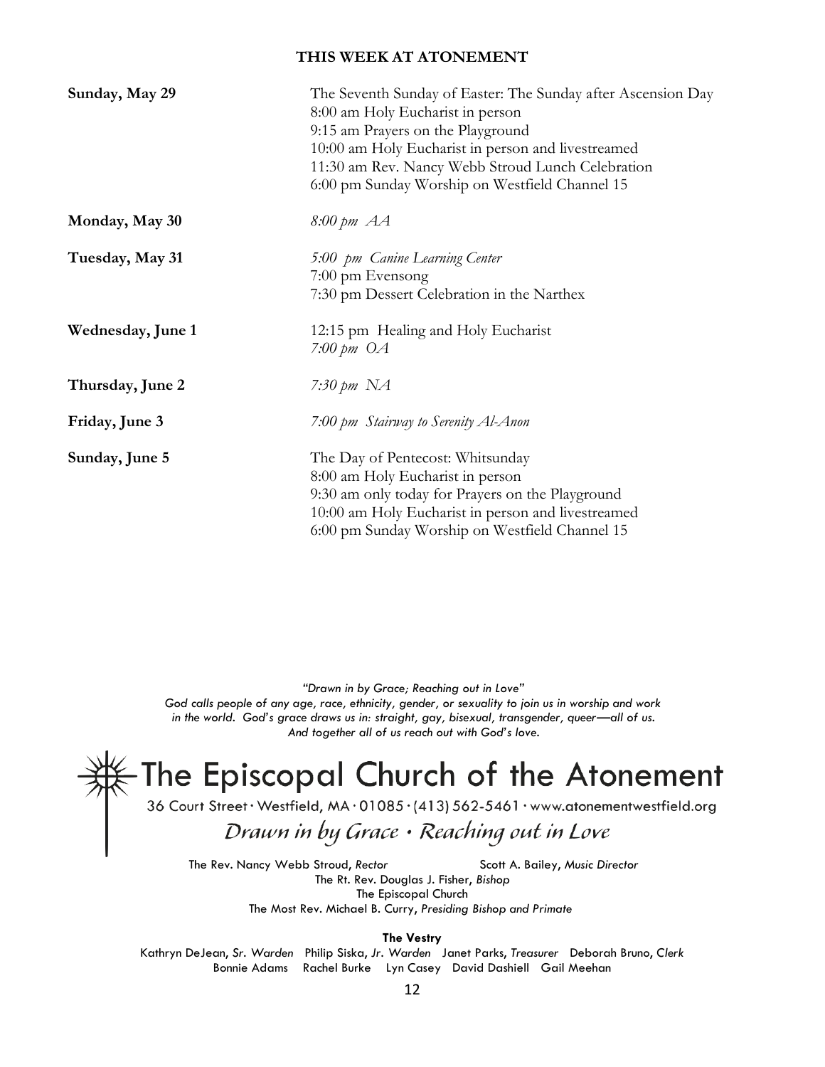**THIS WEEK AT ATONEMENT**

| | |
|---|---|
| **Sunday, May 29** | The Seventh Sunday of Easter: The Sunday after Ascension Day<br>8:00 am Holy Eucharist in person<br>9:15 am Prayers on the Playground<br>10:00 am Holy Eucharist in person and livestreamed<br>11:30 am Rev. Nancy Webb Stroud Lunch Celebration<br>6:00 pm Sunday Worship on Westfield Channel 15 |
| **Monday, May 30** | *8:00 pm AA* |
| **Tuesday, May 31** | *5:00 pm Canine Learning Center*<br>7:00 pm Evensong<br>7:30 pm Dessert Celebration in the Narthex |
| **Wednesday, June 1** | 12:15 pm Healing and Holy Eucharist<br>*7:00 pm OA* |
| **Thursday, June 2** | *7:30 pm NA* |
| **Friday, June 3** | *7:00 pm Stairway to Serenity Al-Anon* |
| **Sunday, June 5** | The Day of Pentecost: Whitsunday<br>8:00 am Holy Eucharist in person<br>9:30 am only today for Prayers on the Playground<br>10:00 am Holy Eucharist in person and livestreamed<br>6:00 pm Sunday Worship on Westfield Channel 15 |

*"Drawn in by Grace; Reaching out in Love"*
*God calls people of any age, race, ethnicity, gender, or sexuality to join us in worship and work in the world. God's grace draws us in: straight, gay, bisexual, transgender, queer—all of us. And together all of us reach out with God's love.*

# The Episcopal Church of the Atonement

36 Court Street · Westfield, MA · 01085 · (413) 562-5461 · www.atonementwestfield.org

*Drawn in by Grace · Reaching out in Love*

The Rev. Nancy Webb Stroud, *Rector* Scott A. Bailey, *Music Director*
The Rt. Rev. Douglas J. Fisher, *Bishop*
The Episcopal Church
The Most Rev. Michael B. Curry, *Presiding Bishop and Primate*

**The Vestry**

Kathryn DeJean, *Sr. Warden* Philip Siska, *Jr. Warden* Janet Parks, *Treasurer* Deborah Bruno, *Clerk*
Bonnie Adams Rachel Burke Lyn Casey David Dashiell Gail Meehan